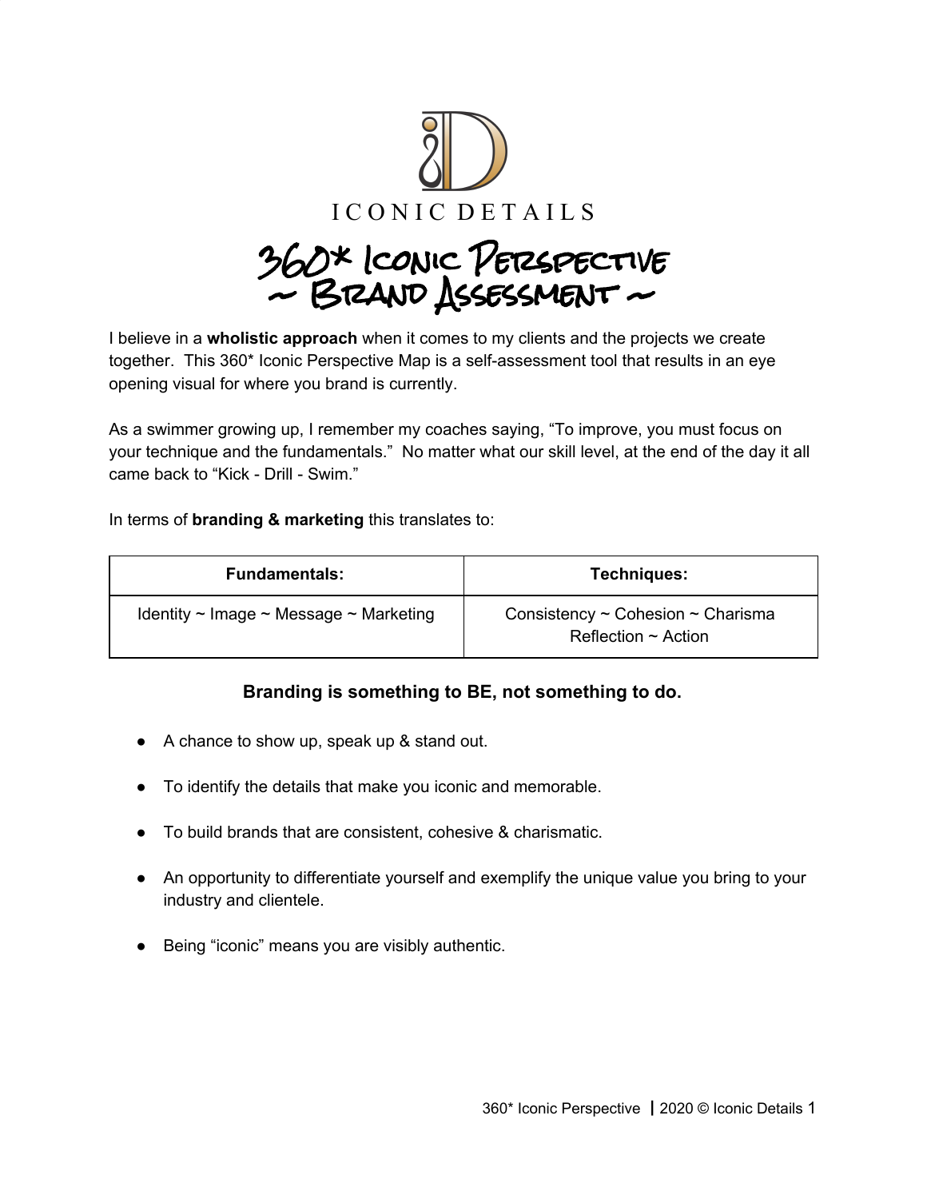ICONIC DETAILS

# 360* Iconic Perspective ~ Brand Assessment ~

I believe in a **wholistic approach** when it comes to my clients and the projects we create together. This 360* Iconic Perspective Map is a self-assessment tool that results in an eye opening visual for where you brand is currently.

As a swimmer growing up, I remember my coaches saying, "To improve, you must focus on your technique and the fundamentals." No matter what our skill level, at the end of the day it all came back to "Kick - Drill - Swim."

In terms of **branding & marketing** this translates to:

| Fundamentals: | Techniques: |
|---|---|
| Identity ~ Image ~ Message ~ Marketing | Consistency ~ Cohesion ~ Charisma Reflection ~ Action |

**Branding is something to BE, not something to do.**

- A chance to show up, speak up & stand out.
- To identify the details that make you iconic and memorable.
- To build brands that are consistent, cohesive & charismatic.
- An opportunity to differentiate yourself and exemplify the unique value you bring to your industry and clientele.
- Being "iconic" means you are visibly authentic.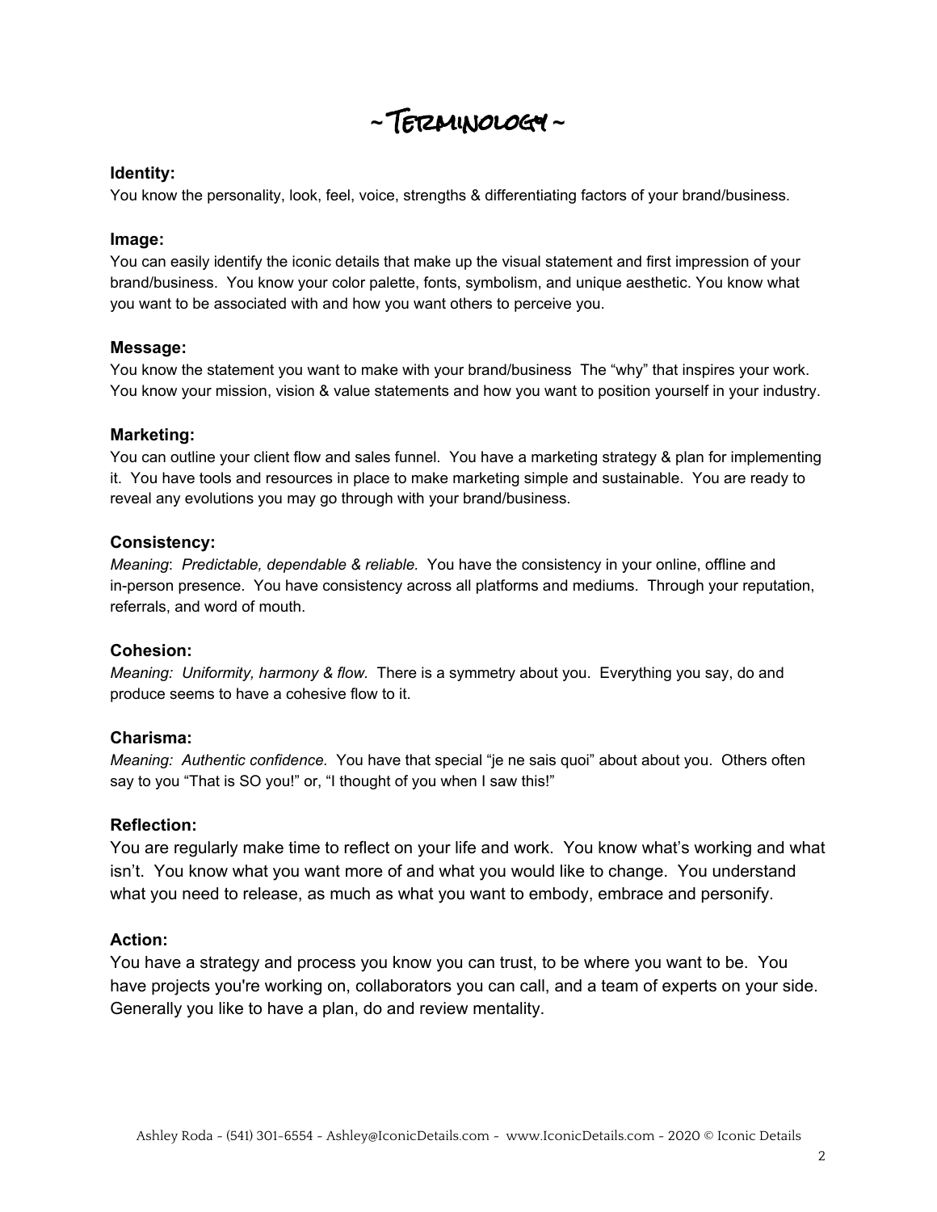# ~ Terminology ~

**Identity:**
You know the personality, look, feel, voice, strengths & differentiating factors of your brand/business.

**Image:**
You can easily identify the iconic details that make up the visual statement and first impression of your brand/business. You know your color palette, fonts, symbolism, and unique aesthetic. You know what you want to be associated with and how you want others to perceive you.

**Message:**
You know the statement you want to make with your brand/business The "why" that inspires your work. You know your mission, vision & value statements and how you want to position yourself in your industry.

**Marketing:**
You can outline your client flow and sales funnel. You have a marketing strategy & plan for implementing it. You have tools and resources in place to make marketing simple and sustainable. You are ready to reveal any evolutions you may go through with your brand/business.

**Consistency:**
*Meaning*: *Predictable, dependable & reliable.* You have the consistency in your online, offline and in-person presence. You have consistency across all platforms and mediums. Through your reputation, referrals, and word of mouth.

**Cohesion:**
*Meaning: Uniformity, harmony & flow*. There is a symmetry about you. Everything you say, do and produce seems to have a cohesive flow to it.

**Charisma:**
*Meaning: Authentic confidence*. You have that special "je ne sais quoi" about about you. Others often say to you "That is SO you!" or, "I thought of you when I saw this!"

**Reflection:**
You are regularly make time to reflect on your life and work. You know what's working and what isn't. You know what you want more of and what you would like to change. You understand what you need to release, as much as what you want to embody, embrace and personify.

**Action:**
You have a strategy and process you know you can trust, to be where you want to be. You have projects you're working on, collaborators you can call, and a team of experts on your side. Generally you like to have a plan, do and review mentality.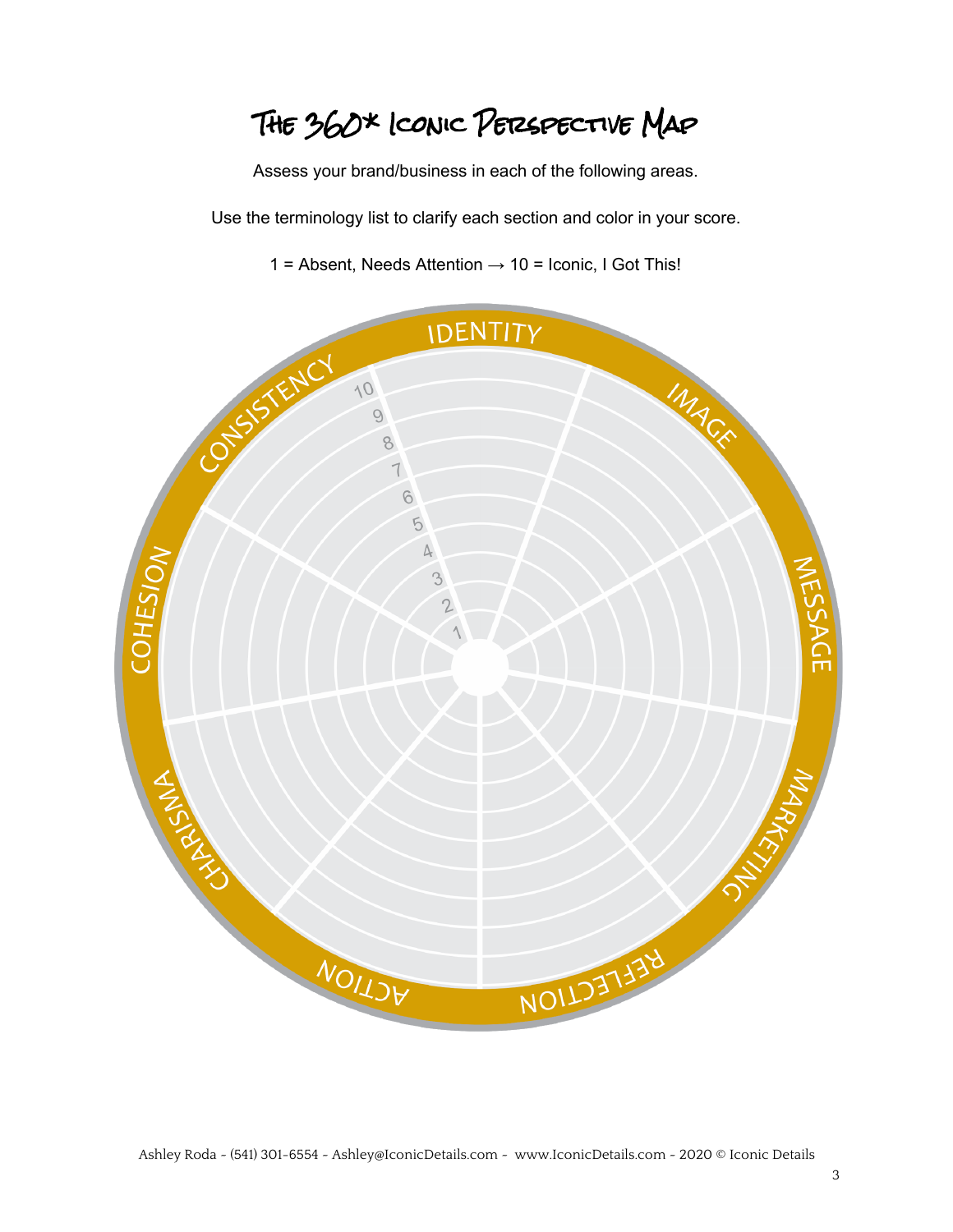# The 360* Iconic Perspective Map

Assess your brand/business in each of the following areas.

Use the terminology list to clarify each section and color in your score.

1 = Absent, Needs Attention → 10 = Iconic, I Got This!

IDENTITY

IMAGE

MESSAGE

MARKETING

REFLECTION

ACTION

CHARISMA

COHESION

CONSISTENCY

10 9 8 7 6 5 4 3 2 1

Ashley Roda - (541) 301-6554 - Ashley@IconicDetails.com - www.IconicDetails.com - 2020 © Iconic Details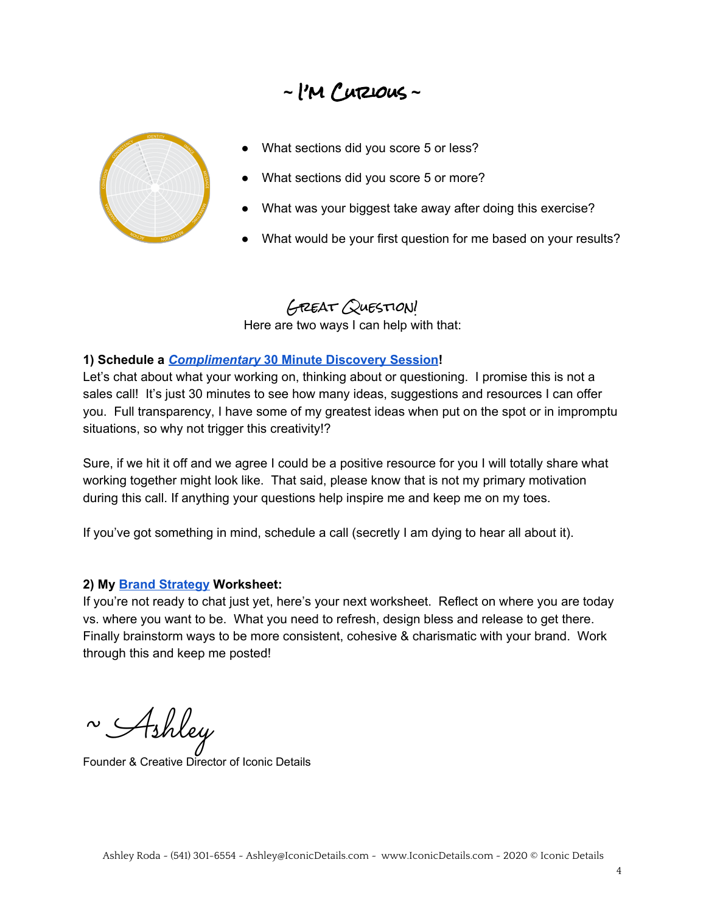# ~ I'M CURIOUS ~

- What sections did you score 5 or less?
- What sections did you score 5 or more?
- What was your biggest take away after doing this exercise?
- What would be your first question for me based on your results?

## GREAT QUESTION!

Here are two ways I can help with that:

**1) Schedule a *Complimentary* 30 Minute Discovery Session!**
Let's chat about what your working on, thinking about or questioning. I promise this is not a sales call! It's just 30 minutes to see how many ideas, suggestions and resources I can offer you. Full transparency, I have some of my greatest ideas when put on the spot or in impromptu situations, so why not trigger this creativity!?

Sure, if we hit it off and we agree I could be a positive resource for you I will totally share what working together might look like. That said, please know that is not my primary motivation during this call. If anything your questions help inspire me and keep me on my toes.

If you've got something in mind, schedule a call (secretly I am dying to hear all about it).

**2) My Brand Strategy Worksheet:**
If you're not ready to chat just yet, here's your next worksheet. Reflect on where you are today vs. where you want to be. What you need to refresh, design bless and release to get there. Finally brainstorm ways to be more consistent, cohesive & charismatic with your brand. Work through this and keep me posted!

~ Ashley

Founder & Creative Director of Iconic Details

Ashley Roda - (541) 301-6554 - Ashley@IconicDetails.com - www.IconicDetails.com - 2020 © Iconic Details